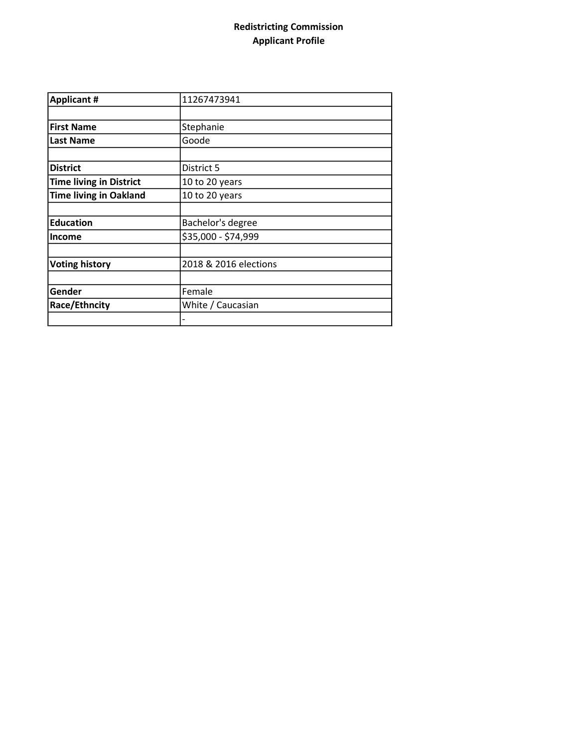**Redistricting Commission**
**Applicant Profile**

| **Applicant #** | 11267473941 |
|---|---|
| | |
| **First Name** | Stephanie |
| **Last Name** | Goode |
| | |
| **District** | District 5 |
| **Time living in District** | 10 to 20 years |
| **Time living in Oakland** | 10 to 20 years |
| | |
| **Education** | Bachelor's degree |
| **Income** | $35,000 - $74,999 |
| | |
| **Voting history** | 2018 & 2016 elections |
| | |
| **Gender** | Female |
| **Race/Ethncity** | White / Caucasian |
| | - |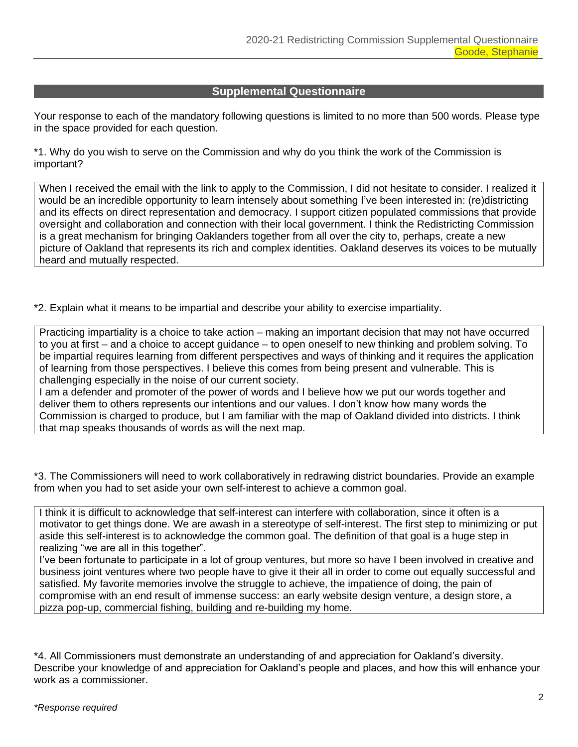## Supplemental Questionnaire

Your response to each of the mandatory following questions is limited to no more than 500 words. Please type in the space provided for each question.

*1. Why do you wish to serve on the Commission and why do you think the work of the Commission is important?

When I received the email with the link to apply to the Commission, I did not hesitate to consider. I realized it would be an incredible opportunity to learn intensely about something I've been interested in: (re)districting and its effects on direct representation and democracy. I support citizen populated commissions that provide oversight and collaboration and connection with their local government. I think the Redistricting Commission is a great mechanism for bringing Oaklanders together from all over the city to, perhaps, create a new picture of Oakland that represents its rich and complex identities. Oakland deserves its voices to be mutually heard and mutually respected.

*2. Explain what it means to be impartial and describe your ability to exercise impartiality.

Practicing impartiality is a choice to take action – making an important decision that may not have occurred to you at first – and a choice to accept guidance – to open oneself to new thinking and problem solving. To be impartial requires learning from different perspectives and ways of thinking and it requires the application of learning from those perspectives. I believe this comes from being present and vulnerable. This is challenging especially in the noise of our current society.

I am a defender and promoter of the power of words and I believe how we put our words together and deliver them to others represents our intentions and our values. I don't know how many words the Commission is charged to produce, but I am familiar with the map of Oakland divided into districts. I think that map speaks thousands of words as will the next map.

*3. The Commissioners will need to work collaboratively in redrawing district boundaries. Provide an example from when you had to set aside your own self-interest to achieve a common goal.

I think it is difficult to acknowledge that self-interest can interfere with collaboration, since it often is a motivator to get things done. We are awash in a stereotype of self-interest. The first step to minimizing or put aside this self-interest is to acknowledge the common goal. The definition of that goal is a huge step in realizing "we are all in this together".

I've been fortunate to participate in a lot of group ventures, but more so have I been involved in creative and business joint ventures where two people have to give it their all in order to come out equally successful and satisfied. My favorite memories involve the struggle to achieve, the impatience of doing, the pain of compromise with an end result of immense success: an early website design venture, a design store, a pizza pop-up, commercial fishing, building and re-building my home.

*4. All Commissioners must demonstrate an understanding of and appreciation for Oakland's diversity. Describe your knowledge of and appreciation for Oakland's people and places, and how this will enhance your work as a commissioner.

*\*Response required*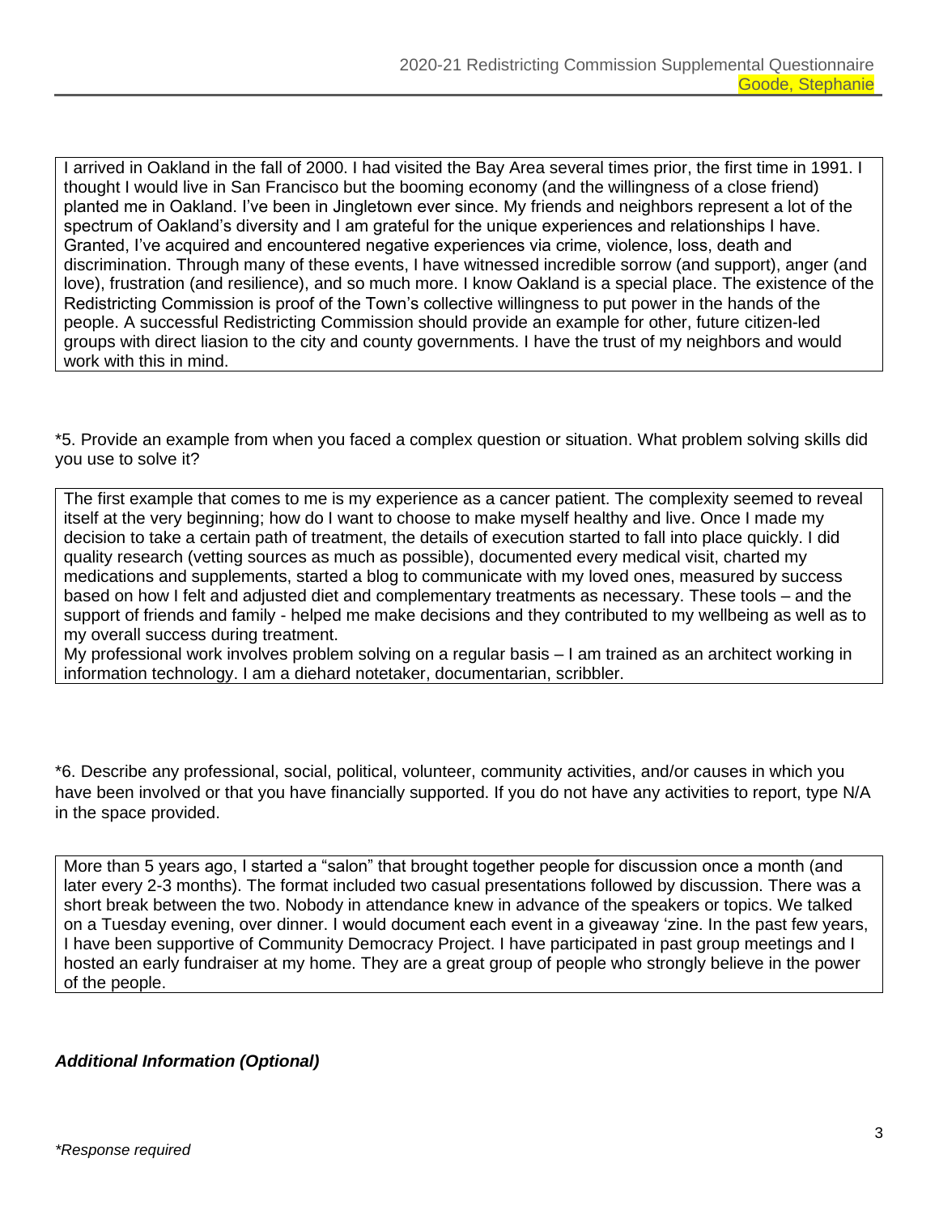I arrived in Oakland in the fall of 2000. I had visited the Bay Area several times prior, the first time in 1991. I thought I would live in San Francisco but the booming economy (and the willingness of a close friend) planted me in Oakland. I've been in Jingletown ever since. My friends and neighbors represent a lot of the spectrum of Oakland's diversity and I am grateful for the unique experiences and relationships I have. Granted, I've acquired and encountered negative experiences via crime, violence, loss, death and discrimination. Through many of these events, I have witnessed incredible sorrow (and support), anger (and love), frustration (and resilience), and so much more. I know Oakland is a special place. The existence of the Redistricting Commission is proof of the Town's collective willingness to put power in the hands of the people. A successful Redistricting Commission should provide an example for other, future citizen-led groups with direct liasion to the city and county governments. I have the trust of my neighbors and would work with this in mind.

*5. Provide an example from when you faced a complex question or situation. What problem solving skills did you use to solve it?

The first example that comes to me is my experience as a cancer patient. The complexity seemed to reveal itself at the very beginning; how do I want to choose to make myself healthy and live. Once I made my decision to take a certain path of treatment, the details of execution started to fall into place quickly. I did quality research (vetting sources as much as possible), documented every medical visit, charted my medications and supplements, started a blog to communicate with my loved ones, measured by success based on how I felt and adjusted diet and complementary treatments as necessary. These tools – and the support of friends and family - helped me make decisions and they contributed to my wellbeing as well as to my overall success during treatment.
My professional work involves problem solving on a regular basis – I am trained as an architect working in information technology. I am a diehard notetaker, documentarian, scribbler.

*6. Describe any professional, social, political, volunteer, community activities, and/or causes in which you have been involved or that you have financially supported. If you do not have any activities to report, type N/A in the space provided.

More than 5 years ago, I started a "salon" that brought together people for discussion once a month (and later every 2-3 months). The format included two casual presentations followed by discussion. There was a short break between the two. Nobody in attendance knew in advance of the speakers or topics. We talked on a Tuesday evening, over dinner. I would document each event in a giveaway 'zine. In the past few years, I have been supportive of Community Democracy Project. I have participated in past group meetings and I hosted an early fundraiser at my home. They are a great group of people who strongly believe in the power of the people.

***Additional Information (Optional)***

*Response required*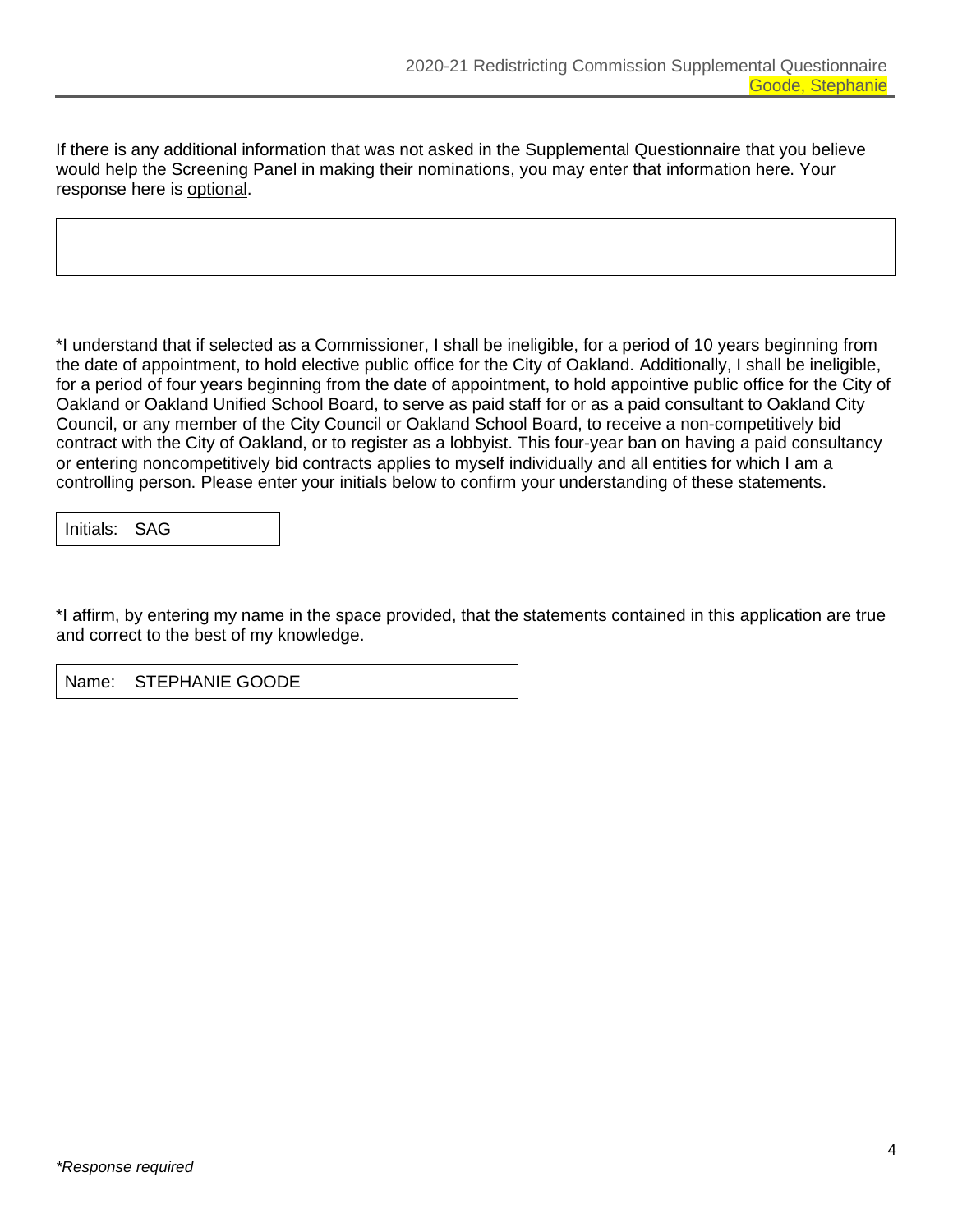If there is any additional information that was not asked in the Supplemental Questionnaire that you believe would help the Screening Panel in making their nominations, you may enter that information here. Your response here is optional.

| |
|---|
| |

*I understand that if selected as a Commissioner, I shall be ineligible, for a period of 10 years beginning from the date of appointment, to hold elective public office for the City of Oakland. Additionally, I shall be ineligible, for a period of four years beginning from the date of appointment, to hold appointive public office for the City of Oakland or Oakland Unified School Board, to serve as paid staff for or as a paid consultant to Oakland City Council, or any member of the City Council or Oakland School Board, to receive a non-competitively bid contract with the City of Oakland, or to register as a lobbyist. This four-year ban on having a paid consultancy or entering noncompetitively bid contracts applies to myself individually and all entities for which I am a controlling person. Please enter your initials below to confirm your understanding of these statements.

| | |
|---|---|
| Initials: | SAG |

*I affirm, by entering my name in the space provided, that the statements contained in this application are true and correct to the best of my knowledge.

| | |
|---|---|
| Name: | STEPHANIE GOODE |

*Response required*